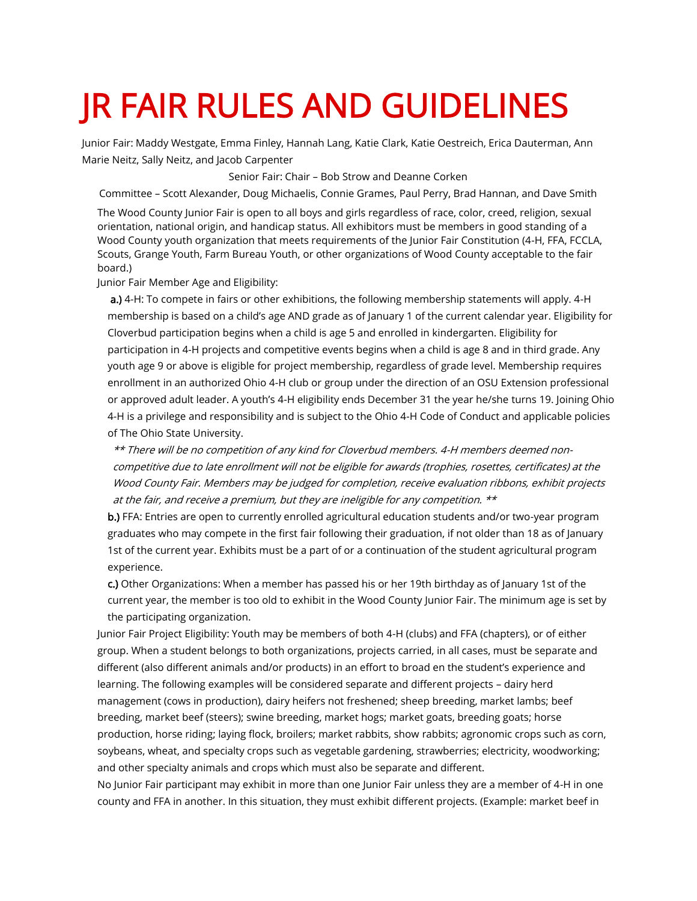# JR FAIR RULES AND GUIDELINES

Junior Fair: Maddy Westgate, Emma Finley, Hannah Lang, Katie Clark, Katie Oestreich, Erica Dauterman, Ann Marie Neitz, Sally Neitz, and Jacob Carpenter

Senior Fair: Chair – Bob Strow and Deanne Corken

Committee – Scott Alexander, Doug Michaelis, Connie Grames, Paul Perry, Brad Hannan, and Dave Smith

The Wood County Junior Fair is open to all boys and girls regardless of race, color, creed, religion, sexual orientation, national origin, and handicap status. All exhibitors must be members in good standing of a Wood County youth organization that meets requirements of the Junior Fair Constitution (4-H, FFA, FCCLA, Scouts, Grange Youth, Farm Bureau Youth, or other organizations of Wood County acceptable to the fair board.)

Junior Fair Member Age and Eligibility:

**a.)** 4-H: To compete in fairs or other exhibitions, the following membership statements will apply. 4-H membership is based on a child's age AND grade as of January 1 of the current calendar year. Eligibility for Cloverbud participation begins when a child is age 5 and enrolled in kindergarten. Eligibility for participation in 4-H projects and competitive events begins when a child is age 8 and in third grade. Any youth age 9 or above is eligible for project membership, regardless of grade level. Membership requires enrollment in an authorized Ohio 4-H club or group under the direction of an OSU Extension professional or approved adult leader. A youth's 4-H eligibility ends December 31 the year he/she turns 19. Joining Ohio 4-H is a privilege and responsibility and is subject to the Ohio 4-H Code of Conduct and applicable policies of The Ohio State University.

*\*\* There will be no competition of any kind for Cloverbud members. 4-H members deemed non-competitive due to late enrollment will not be eligible for awards (trophies, rosettes, certificates) at the Wood County Fair. Members may be judged for completion, receive evaluation ribbons, exhibit projects at the fair, and receive a premium, but they are ineligible for any competition. \*\**

**b.)** FFA: Entries are open to currently enrolled agricultural education students and/or two-year program graduates who may compete in the first fair following their graduation, if not older than 18 as of January 1st of the current year. Exhibits must be a part of or a continuation of the student agricultural program experience.

**c.)** Other Organizations: When a member has passed his or her 19th birthday as of January 1st of the current year, the member is too old to exhibit in the Wood County Junior Fair. The minimum age is set by the participating organization.

Junior Fair Project Eligibility: Youth may be members of both 4-H (clubs) and FFA (chapters), or of either group. When a student belongs to both organizations, projects carried, in all cases, must be separate and different (also different animals and/or products) in an effort to broad en the student's experience and learning. The following examples will be considered separate and different projects – dairy herd management (cows in production), dairy heifers not freshened; sheep breeding, market lambs; beef breeding, market beef (steers); swine breeding, market hogs; market goats, breeding goats; horse production, horse riding; laying flock, broilers; market rabbits, show rabbits; agronomic crops such as corn, soybeans, wheat, and specialty crops such as vegetable gardening, strawberries; electricity, woodworking; and other specialty animals and crops which must also be separate and different.

No Junior Fair participant may exhibit in more than one Junior Fair unless they are a member of 4-H in one county and FFA in another. In this situation, they must exhibit different projects. (Example: market beef in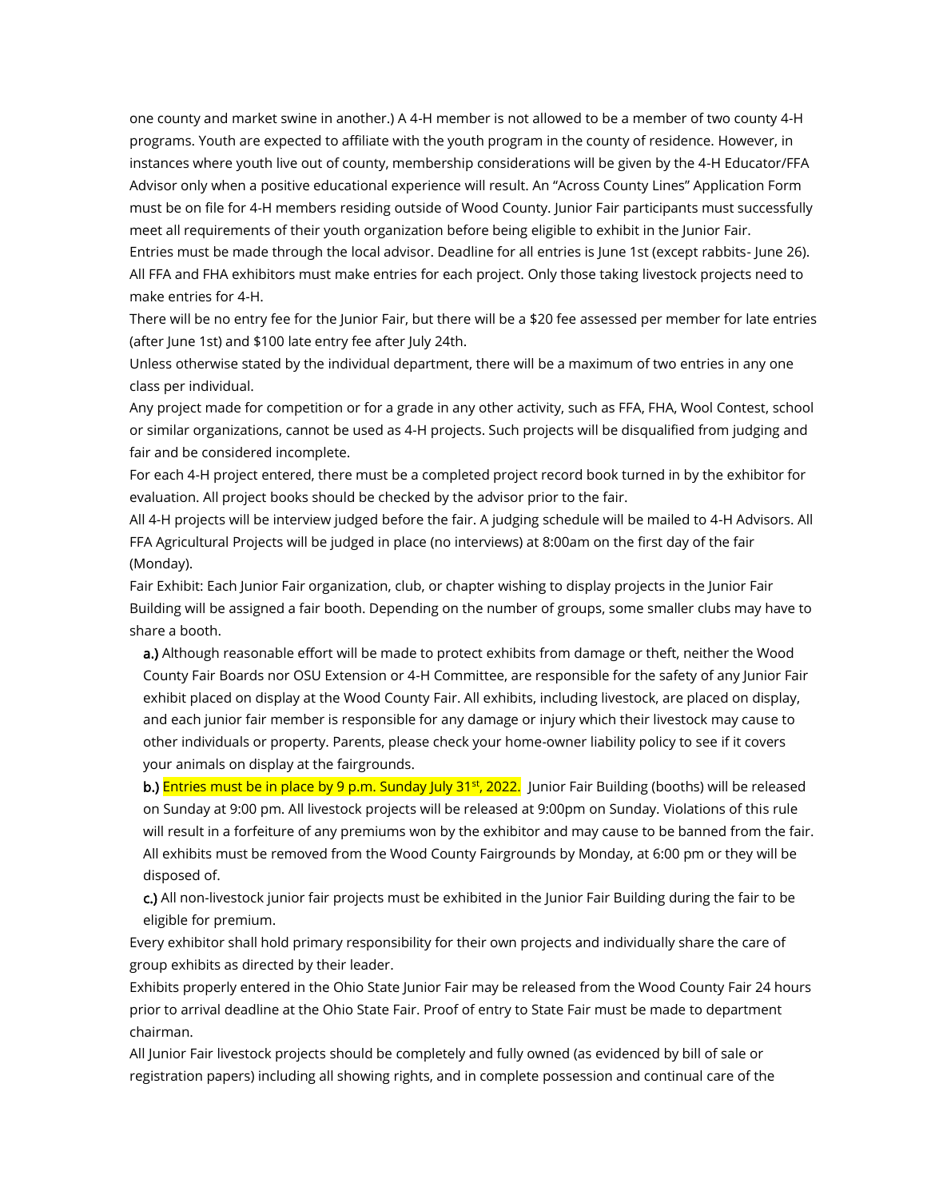one county and market swine in another.) A 4-H member is not allowed to be a member of two county 4-H programs. Youth are expected to affiliate with the youth program in the county of residence. However, in instances where youth live out of county, membership considerations will be given by the 4-H Educator/FFA Advisor only when a positive educational experience will result. An "Across County Lines" Application Form must be on file for 4-H members residing outside of Wood County. Junior Fair participants must successfully meet all requirements of their youth organization before being eligible to exhibit in the Junior Fair.

Entries must be made through the local advisor. Deadline for all entries is June 1st (except rabbits- June 26). All FFA and FHA exhibitors must make entries for each project. Only those taking livestock projects need to make entries for 4-H.

There will be no entry fee for the Junior Fair, but there will be a $20 fee assessed per member for late entries (after June 1st) and $100 late entry fee after July 24th.

Unless otherwise stated by the individual department, there will be a maximum of two entries in any one class per individual.

Any project made for competition or for a grade in any other activity, such as FFA, FHA, Wool Contest, school or similar organizations, cannot be used as 4-H projects. Such projects will be disqualified from judging and fair and be considered incomplete.

For each 4-H project entered, there must be a completed project record book turned in by the exhibitor for evaluation. All project books should be checked by the advisor prior to the fair.

All 4-H projects will be interview judged before the fair. A judging schedule will be mailed to 4-H Advisors. All FFA Agricultural Projects will be judged in place (no interviews) at 8:00am on the first day of the fair (Monday).

Fair Exhibit: Each Junior Fair organization, club, or chapter wishing to display projects in the Junior Fair Building will be assigned a fair booth. Depending on the number of groups, some smaller clubs may have to share a booth.

**a.)** Although reasonable effort will be made to protect exhibits from damage or theft, neither the Wood County Fair Boards nor OSU Extension or 4-H Committee, are responsible for the safety of any Junior Fair exhibit placed on display at the Wood County Fair. All exhibits, including livestock, are placed on display, and each junior fair member is responsible for any damage or injury which their livestock may cause to other individuals or property. Parents, please check your home-owner liability policy to see if it covers your animals on display at the fairgrounds.

**b.)** Entries must be in place by 9 p.m. Sunday July 31st, 2022. Junior Fair Building (booths) will be released on Sunday at 9:00 pm. All livestock projects will be released at 9:00pm on Sunday. Violations of this rule will result in a forfeiture of any premiums won by the exhibitor and may cause to be banned from the fair. All exhibits must be removed from the Wood County Fairgrounds by Monday, at 6:00 pm or they will be disposed of.

**c.)** All non-livestock junior fair projects must be exhibited in the Junior Fair Building during the fair to be eligible for premium.

Every exhibitor shall hold primary responsibility for their own projects and individually share the care of group exhibits as directed by their leader.

Exhibits properly entered in the Ohio State Junior Fair may be released from the Wood County Fair 24 hours prior to arrival deadline at the Ohio State Fair. Proof of entry to State Fair must be made to department chairman.

All Junior Fair livestock projects should be completely and fully owned (as evidenced by bill of sale or registration papers) including all showing rights, and in complete possession and continual care of the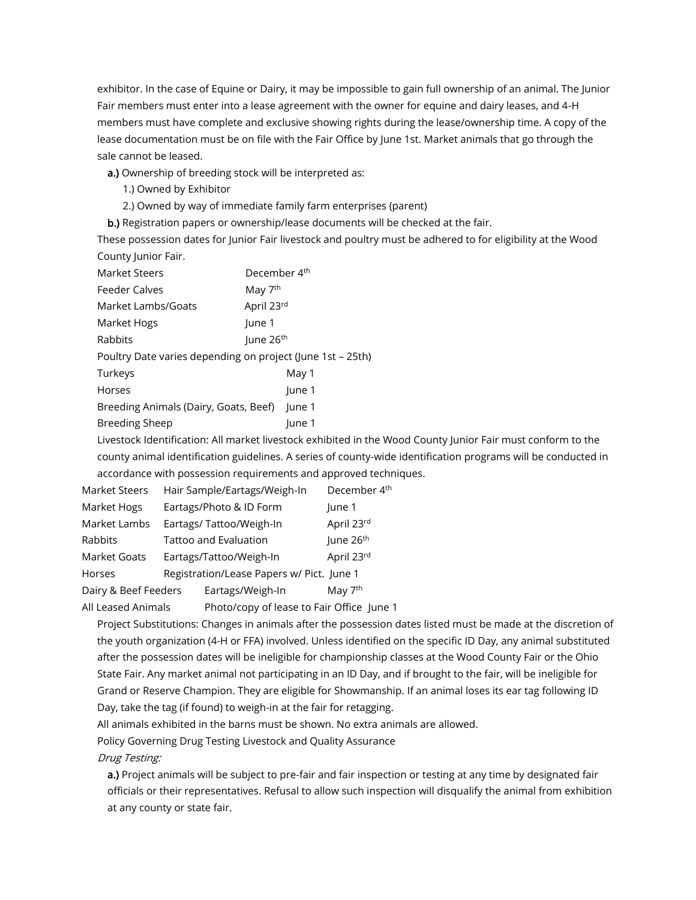exhibitor. In the case of Equine or Dairy, it may be impossible to gain full ownership of an animal. The Junior Fair members must enter into a lease agreement with the owner for equine and dairy leases, and 4-H members must have complete and exclusive showing rights during the lease/ownership time. A copy of the lease documentation must be on file with the Fair Office by June 1st. Market animals that go through the sale cannot be leased.

**a.)** Ownership of breeding stock will be interpreted as:

1.) Owned by Exhibitor

2.) Owned by way of immediate family farm enterprises (parent)

**b.)** Registration papers or ownership/lease documents will be checked at the fair.

These possession dates for Junior Fair livestock and poultry must be adhered to for eligibility at the Wood County Junior Fair.

| | |
|---|---|
| Market Steers | December 4th |
| Feeder Calves | May 7th |
| Market Lambs/Goats | April 23rd |
| Market Hogs | June 1 |
| Rabbits | June 26th |
| Poultry Date varies depending on project (June 1st – 25th) | |
| Turkeys | May 1 |
| Horses | June 1 |
| Breeding Animals (Dairy, Goats, Beef) | June 1 |
| Breeding Sheep | June 1 |

Livestock Identification: All market livestock exhibited in the Wood County Junior Fair must conform to the county animal identification guidelines. A series of county-wide identification programs will be conducted in accordance with possession requirements and approved techniques.

| | | |
|---|---|---|
| Market Steers | Hair Sample/Eartags/Weigh-In | December 4th |
| Market Hogs | Eartags/Photo & ID Form | June 1 |
| Market Lambs | Eartags/ Tattoo/Weigh-In | April 23rd |
| Rabbits | Tattoo and Evaluation | June 26th |
| Market Goats | Eartags/Tattoo/Weigh-In | April 23rd |
| Horses | Registration/Lease Papers w/ Pict. | June 1 |
| Dairy & Beef Feeders | Eartags/Weigh-In | May 7th |
| All Leased Animals | Photo/copy of lease to Fair Office | June 1 |

Project Substitutions: Changes in animals after the possession dates listed must be made at the discretion of the youth organization (4-H or FFA) involved. Unless identified on the specific ID Day, any animal substituted after the possession dates will be ineligible for championship classes at the Wood County Fair or the Ohio State Fair. Any market animal not participating in an ID Day, and if brought to the fair, will be ineligible for Grand or Reserve Champion. They are eligible for Showmanship. If an animal loses its ear tag following ID Day, take the tag (if found) to weigh-in at the fair for retagging.

All animals exhibited in the barns must be shown. No extra animals are allowed.

Policy Governing Drug Testing Livestock and Quality Assurance

*Drug Testing:*

**a.)** Project animals will be subject to pre-fair and fair inspection or testing at any time by designated fair officials or their representatives. Refusal to allow such inspection will disqualify the animal from exhibition at any county or state fair.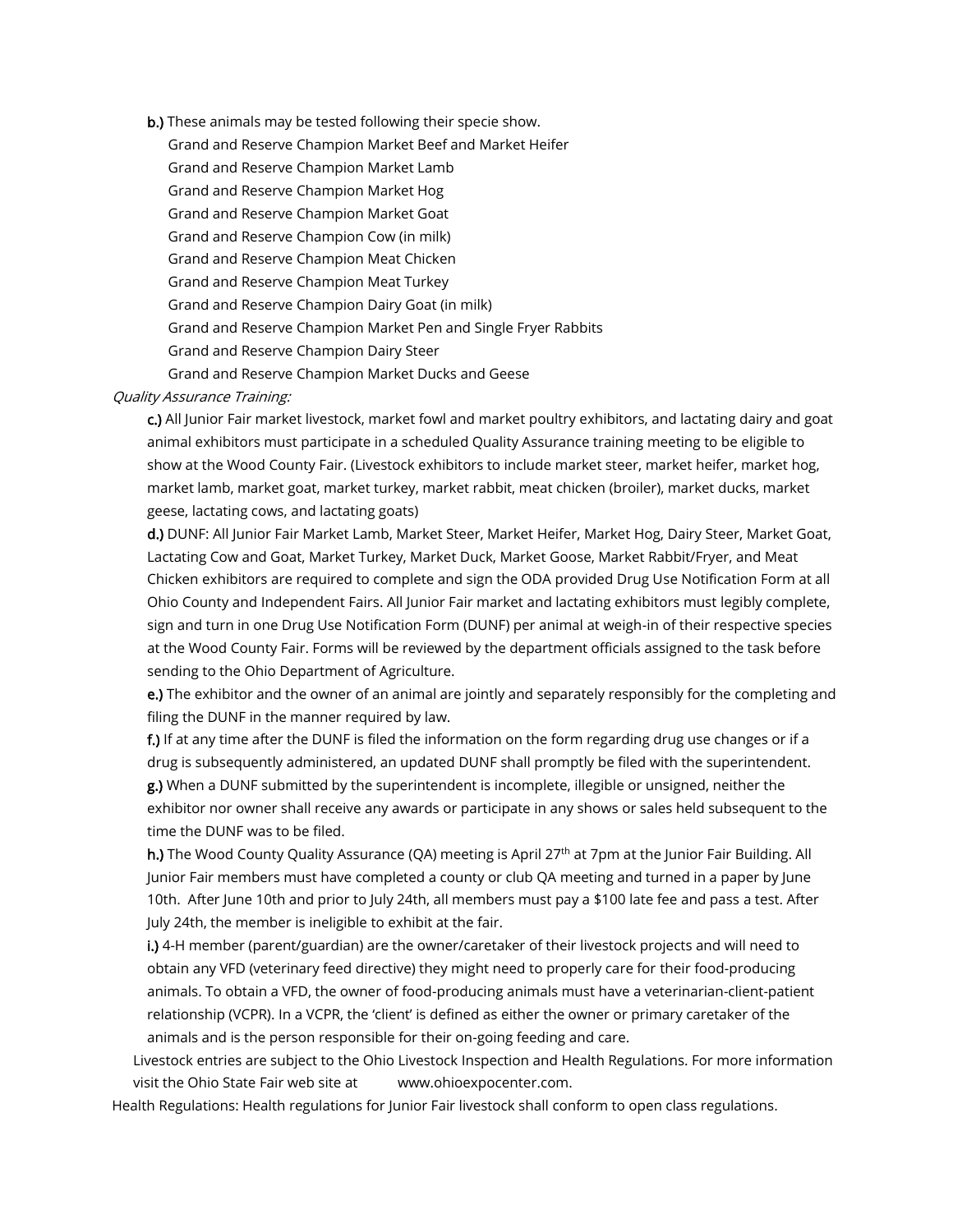**b.)** These animals may be tested following their specie show.

Grand and Reserve Champion Market Beef and Market Heifer
Grand and Reserve Champion Market Lamb
Grand and Reserve Champion Market Hog
Grand and Reserve Champion Market Goat
Grand and Reserve Champion Cow (in milk)
Grand and Reserve Champion Meat Chicken
Grand and Reserve Champion Meat Turkey
Grand and Reserve Champion Dairy Goat (in milk)
Grand and Reserve Champion Market Pen and Single Fryer Rabbits
Grand and Reserve Champion Dairy Steer
Grand and Reserve Champion Market Ducks and Geese

*Quality Assurance Training:*

**c.)** All Junior Fair market livestock, market fowl and market poultry exhibitors, and lactating dairy and goat animal exhibitors must participate in a scheduled Quality Assurance training meeting to be eligible to show at the Wood County Fair. (Livestock exhibitors to include market steer, market heifer, market hog, market lamb, market goat, market turkey, market rabbit, meat chicken (broiler), market ducks, market geese, lactating cows, and lactating goats)

**d.)** DUNF: All Junior Fair Market Lamb, Market Steer, Market Heifer, Market Hog, Dairy Steer, Market Goat, Lactating Cow and Goat, Market Turkey, Market Duck, Market Goose, Market Rabbit/Fryer, and Meat Chicken exhibitors are required to complete and sign the ODA provided Drug Use Notification Form at all Ohio County and Independent Fairs. All Junior Fair market and lactating exhibitors must legibly complete, sign and turn in one Drug Use Notification Form (DUNF) per animal at weigh-in of their respective species at the Wood County Fair. Forms will be reviewed by the department officials assigned to the task before sending to the Ohio Department of Agriculture.

**e.)** The exhibitor and the owner of an animal are jointly and separately responsibly for the completing and filing the DUNF in the manner required by law.

**f.)** If at any time after the DUNF is filed the information on the form regarding drug use changes or if a drug is subsequently administered, an updated DUNF shall promptly be filed with the superintendent.

**g.)** When a DUNF submitted by the superintendent is incomplete, illegible or unsigned, neither the exhibitor nor owner shall receive any awards or participate in any shows or sales held subsequent to the time the DUNF was to be filed.

**h.)** The Wood County Quality Assurance (QA) meeting is April 27th at 7pm at the Junior Fair Building. All Junior Fair members must have completed a county or club QA meeting and turned in a paper by June 10th. After June 10th and prior to July 24th, all members must pay a $100 late fee and pass a test. After July 24th, the member is ineligible to exhibit at the fair.

**i.)** 4-H member (parent/guardian) are the owner/caretaker of their livestock projects and will need to obtain any VFD (veterinary feed directive) they might need to properly care for their food-producing animals. To obtain a VFD, the owner of food-producing animals must have a veterinarian-client-patient relationship (VCPR). In a VCPR, the 'client' is defined as either the owner or primary caretaker of the animals and is the person responsible for their on-going feeding and care.

Livestock entries are subject to the Ohio Livestock Inspection and Health Regulations. For more information visit the Ohio State Fair web site at www.ohioexpocenter.com.

Health Regulations: Health regulations for Junior Fair livestock shall conform to open class regulations.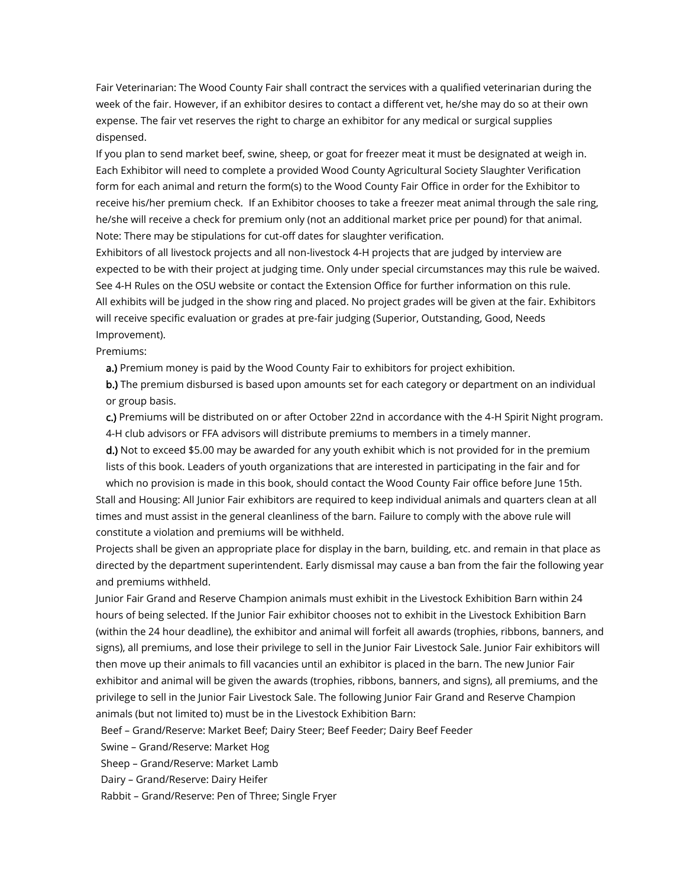Fair Veterinarian: The Wood County Fair shall contract the services with a qualified veterinarian during the week of the fair. However, if an exhibitor desires to contact a different vet, he/she may do so at their own expense. The fair vet reserves the right to charge an exhibitor for any medical or surgical supplies dispensed.

If you plan to send market beef, swine, sheep, or goat for freezer meat it must be designated at weigh in. Each Exhibitor will need to complete a provided Wood County Agricultural Society Slaughter Verification form for each animal and return the form(s) to the Wood County Fair Office in order for the Exhibitor to receive his/her premium check. If an Exhibitor chooses to take a freezer meat animal through the sale ring, he/she will receive a check for premium only (not an additional market price per pound) for that animal. Note: There may be stipulations for cut-off dates for slaughter verification.

Exhibitors of all livestock projects and all non-livestock 4-H projects that are judged by interview are expected to be with their project at judging time. Only under special circumstances may this rule be waived. See 4-H Rules on the OSU website or contact the Extension Office for further information on this rule.

All exhibits will be judged in the show ring and placed. No project grades will be given at the fair. Exhibitors will receive specific evaluation or grades at pre-fair judging (Superior, Outstanding, Good, Needs Improvement).

Premiums:

**a.)** Premium money is paid by the Wood County Fair to exhibitors for project exhibition.

**b.)** The premium disbursed is based upon amounts set for each category or department on an individual or group basis.

**c.)** Premiums will be distributed on or after October 22nd in accordance with the 4-H Spirit Night program. 4-H club advisors or FFA advisors will distribute premiums to members in a timely manner.

**d.)** Not to exceed $5.00 may be awarded for any youth exhibit which is not provided for in the premium lists of this book. Leaders of youth organizations that are interested in participating in the fair and for which no provision is made in this book, should contact the Wood County Fair office before June 15th.

Stall and Housing: All Junior Fair exhibitors are required to keep individual animals and quarters clean at all times and must assist in the general cleanliness of the barn. Failure to comply with the above rule will constitute a violation and premiums will be withheld.

Projects shall be given an appropriate place for display in the barn, building, etc. and remain in that place as directed by the department superintendent. Early dismissal may cause a ban from the fair the following year and premiums withheld.

Junior Fair Grand and Reserve Champion animals must exhibit in the Livestock Exhibition Barn within 24 hours of being selected. If the Junior Fair exhibitor chooses not to exhibit in the Livestock Exhibition Barn (within the 24 hour deadline), the exhibitor and animal will forfeit all awards (trophies, ribbons, banners, and signs), all premiums, and lose their privilege to sell in the Junior Fair Livestock Sale. Junior Fair exhibitors will then move up their animals to fill vacancies until an exhibitor is placed in the barn. The new Junior Fair exhibitor and animal will be given the awards (trophies, ribbons, banners, and signs), all premiums, and the privilege to sell in the Junior Fair Livestock Sale. The following Junior Fair Grand and Reserve Champion animals (but not limited to) must be in the Livestock Exhibition Barn:

Beef – Grand/Reserve: Market Beef; Dairy Steer; Beef Feeder; Dairy Beef Feeder

Swine – Grand/Reserve: Market Hog

Sheep – Grand/Reserve: Market Lamb

Dairy – Grand/Reserve: Dairy Heifer

Rabbit – Grand/Reserve: Pen of Three; Single Fryer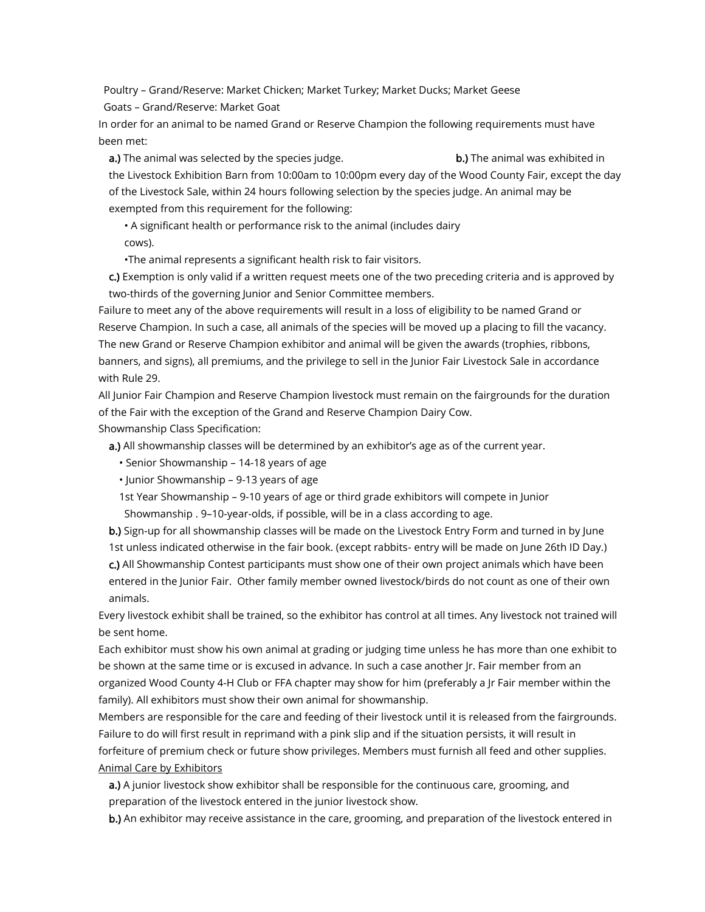Poultry – Grand/Reserve: Market Chicken; Market Turkey; Market Ducks; Market Geese

Goats – Grand/Reserve: Market Goat

In order for an animal to be named Grand or Reserve Champion the following requirements must have been met:

**a.)** The animal was selected by the species judge. **b.)** The animal was exhibited in the Livestock Exhibition Barn from 10:00am to 10:00pm every day of the Wood County Fair, except the day of the Livestock Sale, within 24 hours following selection by the species judge. An animal may be exempted from this requirement for the following:

- A significant health or performance risk to the animal (includes dairy cows).
- The animal represents a significant health risk to fair visitors.

**c.)** Exemption is only valid if a written request meets one of the two preceding criteria and is approved by two-thirds of the governing Junior and Senior Committee members.

Failure to meet any of the above requirements will result in a loss of eligibility to be named Grand or Reserve Champion. In such a case, all animals of the species will be moved up a placing to fill the vacancy. The new Grand or Reserve Champion exhibitor and animal will be given the awards (trophies, ribbons, banners, and signs), all premiums, and the privilege to sell in the Junior Fair Livestock Sale in accordance with Rule 29.

All Junior Fair Champion and Reserve Champion livestock must remain on the fairgrounds for the duration of the Fair with the exception of the Grand and Reserve Champion Dairy Cow.

Showmanship Class Specification:

**a.)** All showmanship classes will be determined by an exhibitor's age as of the current year.

- Senior Showmanship – 14-18 years of age
- Junior Showmanship – 9-13 years of age

1st Year Showmanship – 9-10 years of age or third grade exhibitors will compete in Junior Showmanship . 9–10-year-olds, if possible, will be in a class according to age.

**b.)** Sign-up for all showmanship classes will be made on the Livestock Entry Form and turned in by June 1st unless indicated otherwise in the fair book. (except rabbits- entry will be made on June 26th ID Day.)

**c.)** All Showmanship Contest participants must show one of their own project animals which have been entered in the Junior Fair. Other family member owned livestock/birds do not count as one of their own animals.

Every livestock exhibit shall be trained, so the exhibitor has control at all times. Any livestock not trained will be sent home.

Each exhibitor must show his own animal at grading or judging time unless he has more than one exhibit to be shown at the same time or is excused in advance. In such a case another Jr. Fair member from an organized Wood County 4-H Club or FFA chapter may show for him (preferably a Jr Fair member within the family). All exhibitors must show their own animal for showmanship.

Members are responsible for the care and feeding of their livestock until it is released from the fairgrounds. Failure to do will first result in reprimand with a pink slip and if the situation persists, it will result in forfeiture of premium check or future show privileges. Members must furnish all feed and other supplies.

<u>Animal Care by Exhibitors</u>

**a.)** A junior livestock show exhibitor shall be responsible for the continuous care, grooming, and preparation of the livestock entered in the junior livestock show.

**b.)** An exhibitor may receive assistance in the care, grooming, and preparation of the livestock entered in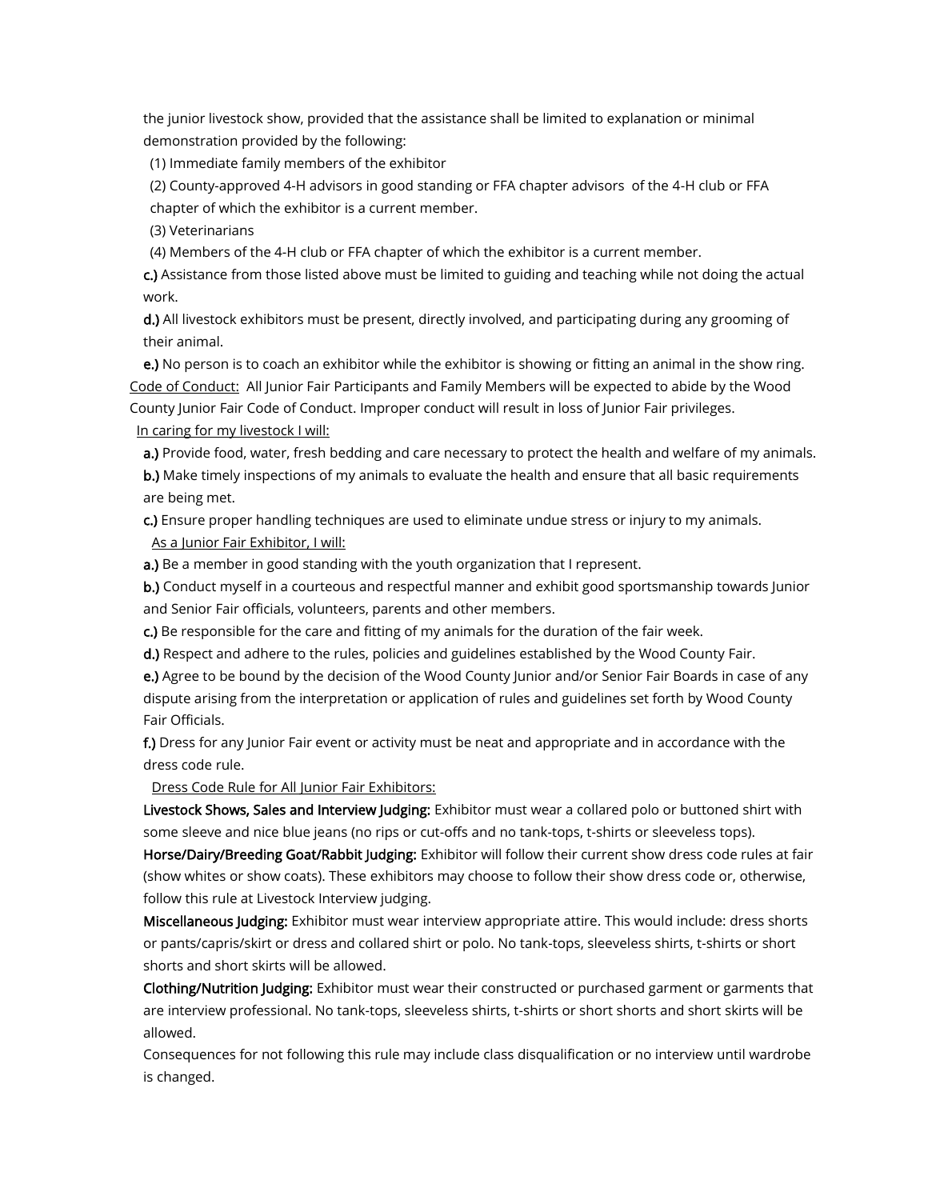the junior livestock show, provided that the assistance shall be limited to explanation or minimal demonstration provided by the following:

(1) Immediate family members of the exhibitor

(2) County-approved 4-H advisors in good standing or FFA chapter advisors of the 4-H club or FFA chapter of which the exhibitor is a current member.

(3) Veterinarians

(4) Members of the 4-H club or FFA chapter of which the exhibitor is a current member.

**c.)** Assistance from those listed above must be limited to guiding and teaching while not doing the actual work.

**d.)** All livestock exhibitors must be present, directly involved, and participating during any grooming of their animal.

**e.)** No person is to coach an exhibitor while the exhibitor is showing or fitting an animal in the show ring.

Code of Conduct: All Junior Fair Participants and Family Members will be expected to abide by the Wood County Junior Fair Code of Conduct. Improper conduct will result in loss of Junior Fair privileges.

In caring for my livestock I will:

**a.)** Provide food, water, fresh bedding and care necessary to protect the health and welfare of my animals.

**b.)** Make timely inspections of my animals to evaluate the health and ensure that all basic requirements are being met.

**c.)** Ensure proper handling techniques are used to eliminate undue stress or injury to my animals.

As a Junior Fair Exhibitor, I will:

**a.)** Be a member in good standing with the youth organization that I represent.

**b.)** Conduct myself in a courteous and respectful manner and exhibit good sportsmanship towards Junior and Senior Fair officials, volunteers, parents and other members.

**c.)** Be responsible for the care and fitting of my animals for the duration of the fair week.

**d.)** Respect and adhere to the rules, policies and guidelines established by the Wood County Fair.

**e.)** Agree to be bound by the decision of the Wood County Junior and/or Senior Fair Boards in case of any dispute arising from the interpretation or application of rules and guidelines set forth by Wood County Fair Officials.

**f.)** Dress for any Junior Fair event or activity must be neat and appropriate and in accordance with the dress code rule.

Dress Code Rule for All Junior Fair Exhibitors:

**Livestock Shows, Sales and Interview Judging:** Exhibitor must wear a collared polo or buttoned shirt with some sleeve and nice blue jeans (no rips or cut-offs and no tank-tops, t-shirts or sleeveless tops).

**Horse/Dairy/Breeding Goat/Rabbit Judging:** Exhibitor will follow their current show dress code rules at fair (show whites or show coats). These exhibitors may choose to follow their show dress code or, otherwise, follow this rule at Livestock Interview judging.

**Miscellaneous Judging:** Exhibitor must wear interview appropriate attire. This would include: dress shorts or pants/capris/skirt or dress and collared shirt or polo. No tank-tops, sleeveless shirts, t-shirts or short shorts and short skirts will be allowed.

**Clothing/Nutrition Judging:** Exhibitor must wear their constructed or purchased garment or garments that are interview professional. No tank-tops, sleeveless shirts, t-shirts or short shorts and short skirts will be allowed.

Consequences for not following this rule may include class disqualification or no interview until wardrobe is changed.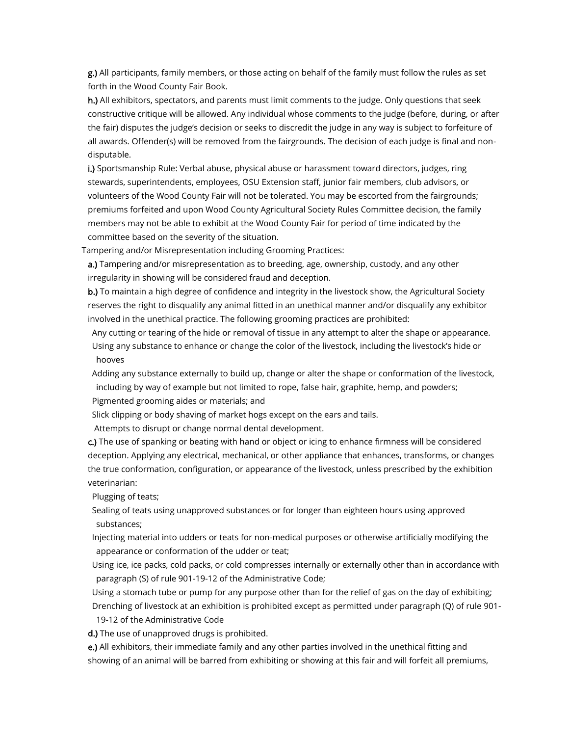**g.)** All participants, family members, or those acting on behalf of the family must follow the rules as set forth in the Wood County Fair Book.

**h.)** All exhibitors, spectators, and parents must limit comments to the judge. Only questions that seek constructive critique will be allowed. Any individual whose comments to the judge (before, during, or after the fair) disputes the judge's decision or seeks to discredit the judge in any way is subject to forfeiture of all awards. Offender(s) will be removed from the fairgrounds. The decision of each judge is final and non-disputable.

**i.)** Sportsmanship Rule: Verbal abuse, physical abuse or harassment toward directors, judges, ring stewards, superintendents, employees, OSU Extension staff, junior fair members, club advisors, or volunteers of the Wood County Fair will not be tolerated. You may be escorted from the fairgrounds; premiums forfeited and upon Wood County Agricultural Society Rules Committee decision, the family members may not be able to exhibit at the Wood County Fair for period of time indicated by the committee based on the severity of the situation.

Tampering and/or Misrepresentation including Grooming Practices:

**a.)** Tampering and/or misrepresentation as to breeding, age, ownership, custody, and any other irregularity in showing will be considered fraud and deception.

**b.)** To maintain a high degree of confidence and integrity in the livestock show, the Agricultural Society reserves the right to disqualify any animal fitted in an unethical manner and/or disqualify any exhibitor involved in the unethical practice. The following grooming practices are prohibited:

- Any cutting or tearing of the hide or removal of tissue in any attempt to alter the shape or appearance.
- Using any substance to enhance or change the color of the livestock, including the livestock's hide or hooves
- Adding any substance externally to build up, change or alter the shape or conformation of the livestock, including by way of example but not limited to rope, false hair, graphite, hemp, and powders;
- Pigmented grooming aides or materials; and
- Slick clipping or body shaving of market hogs except on the ears and tails.
- Attempts to disrupt or change normal dental development.

**c.)** The use of spanking or beating with hand or object or icing to enhance firmness will be considered deception. Applying any electrical, mechanical, or other appliance that enhances, transforms, or changes the true conformation, configuration, or appearance of the livestock, unless prescribed by the exhibition veterinarian:

- Plugging of teats;
- Sealing of teats using unapproved substances or for longer than eighteen hours using approved substances;
- Injecting material into udders or teats for non-medical purposes or otherwise artificially modifying the appearance or conformation of the udder or teat;
- Using ice, ice packs, cold packs, or cold compresses internally or externally other than in accordance with paragraph (S) of rule 901-19-12 of the Administrative Code;
- Using a stomach tube or pump for any purpose other than for the relief of gas on the day of exhibiting;
- Drenching of livestock at an exhibition is prohibited except as permitted under paragraph (Q) of rule 901-19-12 of the Administrative Code

**d.)** The use of unapproved drugs is prohibited.

**e.)** All exhibitors, their immediate family and any other parties involved in the unethical fitting and showing of an animal will be barred from exhibiting or showing at this fair and will forfeit all premiums,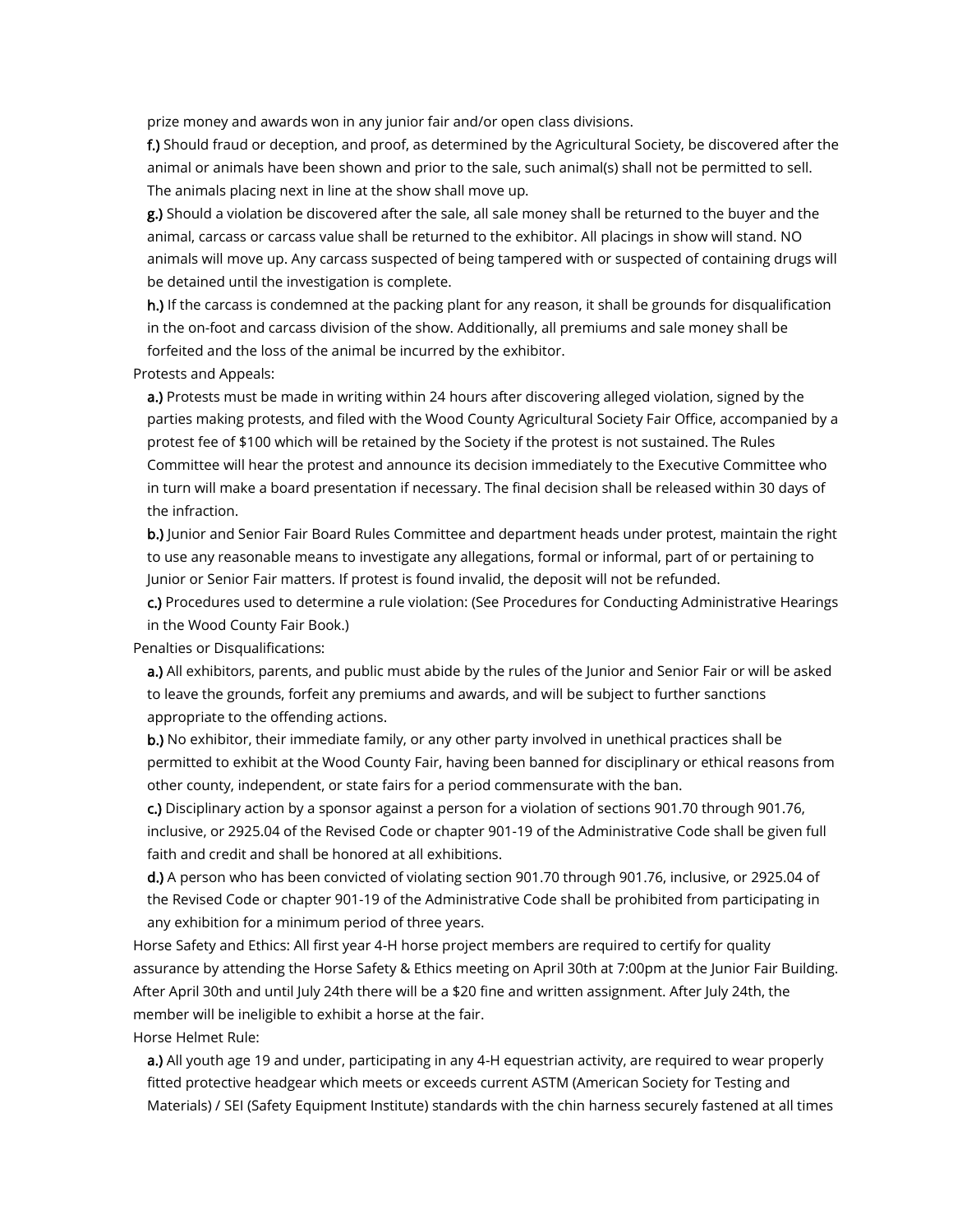prize money and awards won in any junior fair and/or open class divisions.

**f.)** Should fraud or deception, and proof, as determined by the Agricultural Society, be discovered after the animal or animals have been shown and prior to the sale, such animal(s) shall not be permitted to sell. The animals placing next in line at the show shall move up.

**g.)** Should a violation be discovered after the sale, all sale money shall be returned to the buyer and the animal, carcass or carcass value shall be returned to the exhibitor. All placings in show will stand. NO animals will move up. Any carcass suspected of being tampered with or suspected of containing drugs will be detained until the investigation is complete.

**h.)** If the carcass is condemned at the packing plant for any reason, it shall be grounds for disqualification in the on-foot and carcass division of the show. Additionally, all premiums and sale money shall be forfeited and the loss of the animal be incurred by the exhibitor.

Protests and Appeals:

**a.)** Protests must be made in writing within 24 hours after discovering alleged violation, signed by the parties making protests, and filed with the Wood County Agricultural Society Fair Office, accompanied by a protest fee of $100 which will be retained by the Society if the protest is not sustained. The Rules Committee will hear the protest and announce its decision immediately to the Executive Committee who in turn will make a board presentation if necessary. The final decision shall be released within 30 days of the infraction.

**b.)** Junior and Senior Fair Board Rules Committee and department heads under protest, maintain the right to use any reasonable means to investigate any allegations, formal or informal, part of or pertaining to Junior or Senior Fair matters. If protest is found invalid, the deposit will not be refunded.

**c.)** Procedures used to determine a rule violation: (See Procedures for Conducting Administrative Hearings in the Wood County Fair Book.)

Penalties or Disqualifications:

**a.)** All exhibitors, parents, and public must abide by the rules of the Junior and Senior Fair or will be asked to leave the grounds, forfeit any premiums and awards, and will be subject to further sanctions appropriate to the offending actions.

**b.)** No exhibitor, their immediate family, or any other party involved in unethical practices shall be permitted to exhibit at the Wood County Fair, having been banned for disciplinary or ethical reasons from other county, independent, or state fairs for a period commensurate with the ban.

**c.)** Disciplinary action by a sponsor against a person for a violation of sections 901.70 through 901.76, inclusive, or 2925.04 of the Revised Code or chapter 901-19 of the Administrative Code shall be given full faith and credit and shall be honored at all exhibitions.

**d.)** A person who has been convicted of violating section 901.70 through 901.76, inclusive, or 2925.04 of the Revised Code or chapter 901-19 of the Administrative Code shall be prohibited from participating in any exhibition for a minimum period of three years.

Horse Safety and Ethics: All first year 4-H horse project members are required to certify for quality assurance by attending the Horse Safety & Ethics meeting on April 30th at 7:00pm at the Junior Fair Building. After April 30th and until July 24th there will be a $20 fine and written assignment. After July 24th, the member will be ineligible to exhibit a horse at the fair.

Horse Helmet Rule:

**a.)** All youth age 19 and under, participating in any 4-H equestrian activity, are required to wear properly fitted protective headgear which meets or exceeds current ASTM (American Society for Testing and Materials) / SEI (Safety Equipment Institute) standards with the chin harness securely fastened at all times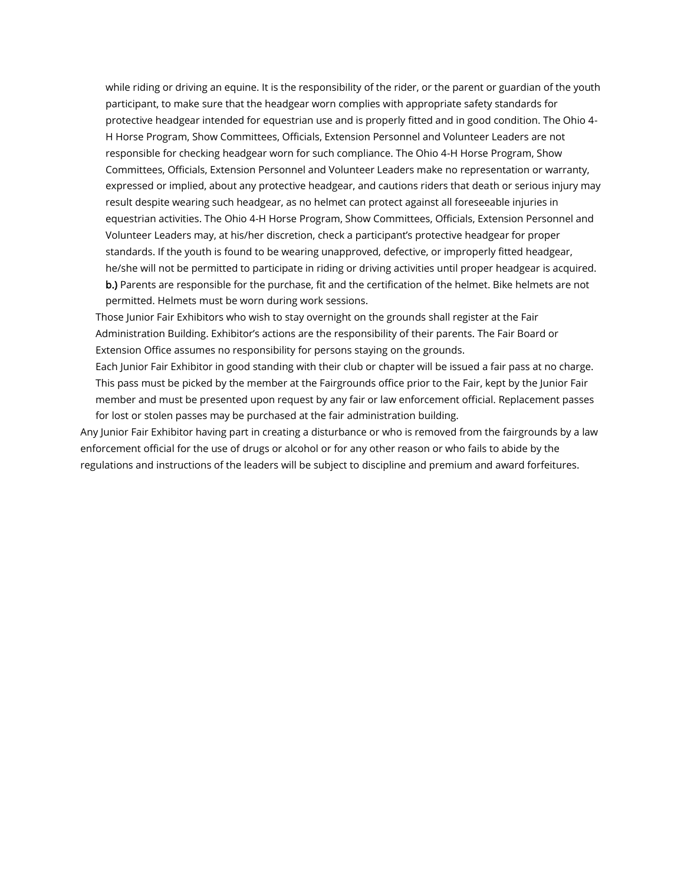while riding or driving an equine. It is the responsibility of the rider, or the parent or guardian of the youth participant, to make sure that the headgear worn complies with appropriate safety standards for protective headgear intended for equestrian use and is properly fitted and in good condition. The Ohio 4-H Horse Program, Show Committees, Officials, Extension Personnel and Volunteer Leaders are not responsible for checking headgear worn for such compliance. The Ohio 4-H Horse Program, Show Committees, Officials, Extension Personnel and Volunteer Leaders make no representation or warranty, expressed or implied, about any protective headgear, and cautions riders that death or serious injury may result despite wearing such headgear, as no helmet can protect against all foreseeable injuries in equestrian activities. The Ohio 4-H Horse Program, Show Committees, Officials, Extension Personnel and Volunteer Leaders may, at his/her discretion, check a participant's protective headgear for proper standards. If the youth is found to be wearing unapproved, defective, or improperly fitted headgear, he/she will not be permitted to participate in riding or driving activities until proper headgear is acquired.

**b.)** Parents are responsible for the purchase, fit and the certification of the helmet. Bike helmets are not permitted. Helmets must be worn during work sessions.

Those Junior Fair Exhibitors who wish to stay overnight on the grounds shall register at the Fair Administration Building. Exhibitor's actions are the responsibility of their parents. The Fair Board or Extension Office assumes no responsibility for persons staying on the grounds.

Each Junior Fair Exhibitor in good standing with their club or chapter will be issued a fair pass at no charge. This pass must be picked by the member at the Fairgrounds office prior to the Fair, kept by the Junior Fair member and must be presented upon request by any fair or law enforcement official. Replacement passes for lost or stolen passes may be purchased at the fair administration building.

Any Junior Fair Exhibitor having part in creating a disturbance or who is removed from the fairgrounds by a law enforcement official for the use of drugs or alcohol or for any other reason or who fails to abide by the regulations and instructions of the leaders will be subject to discipline and premium and award forfeitures.